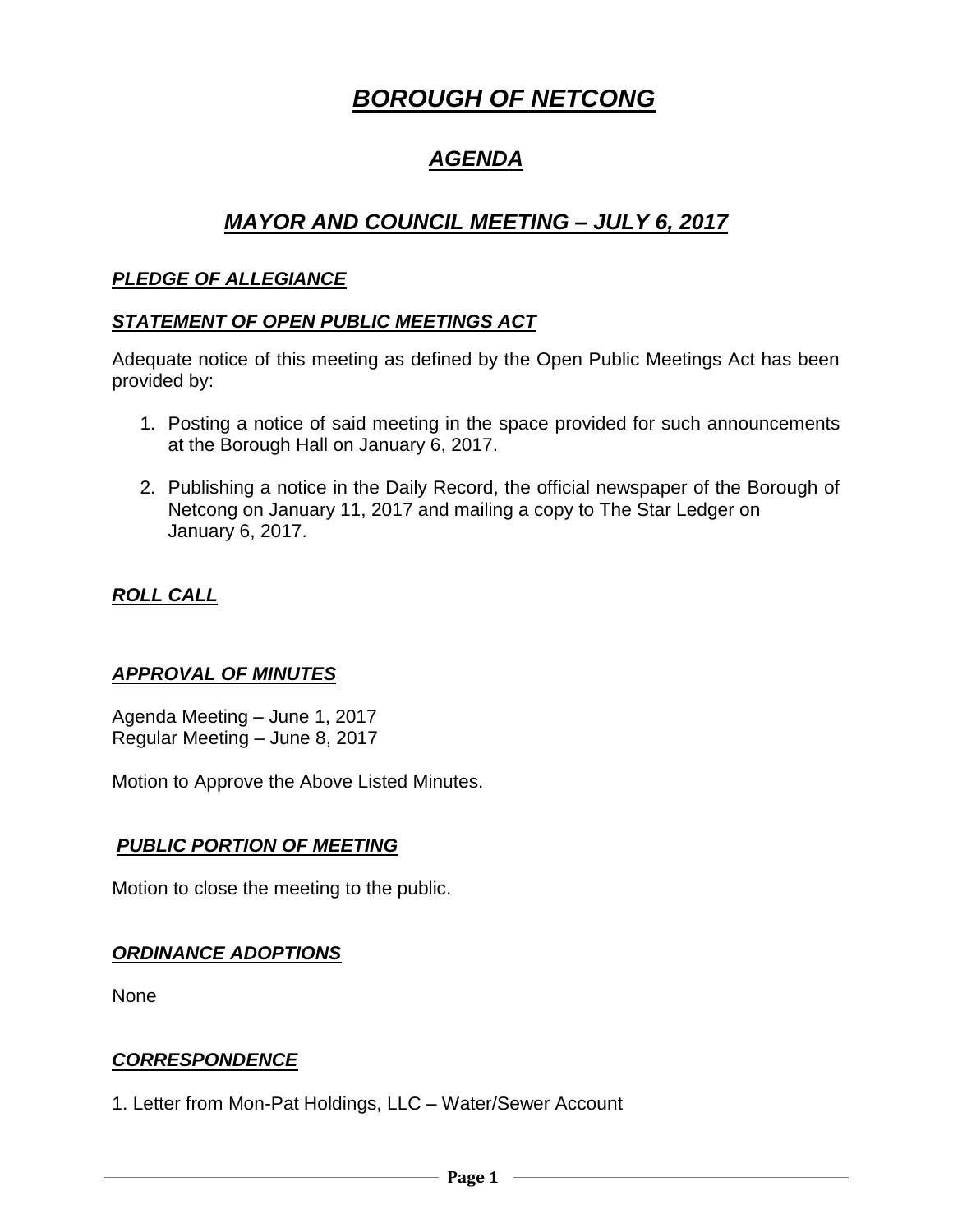# ***BOROUGH OF NETCONG***

## ***AGENDA***

## ***MAYOR AND COUNCIL MEETING – JULY 6, 2017***

### ***PLEDGE OF ALLEGIANCE***

### ***STATEMENT OF OPEN PUBLIC MEETINGS ACT***

Adequate notice of this meeting as defined by the Open Public Meetings Act has been provided by:

1. Posting a notice of said meeting in the space provided for such announcements at the Borough Hall on January 6, 2017.

2. Publishing a notice in the Daily Record, the official newspaper of the Borough of Netcong on January 11, 2017 and mailing a copy to The Star Ledger on January 6, 2017.

### ***ROLL CALL***

### ***APPROVAL OF MINUTES***

Agenda Meeting – June 1, 2017
Regular Meeting – June 8, 2017

Motion to Approve the Above Listed Minutes.

### ***PUBLIC PORTION OF MEETING***

Motion to close the meeting to the public.

### ***ORDINANCE ADOPTIONS***

None

### ***CORRESPONDENCE***

1. Letter from Mon-Pat Holdings, LLC – Water/Sewer Account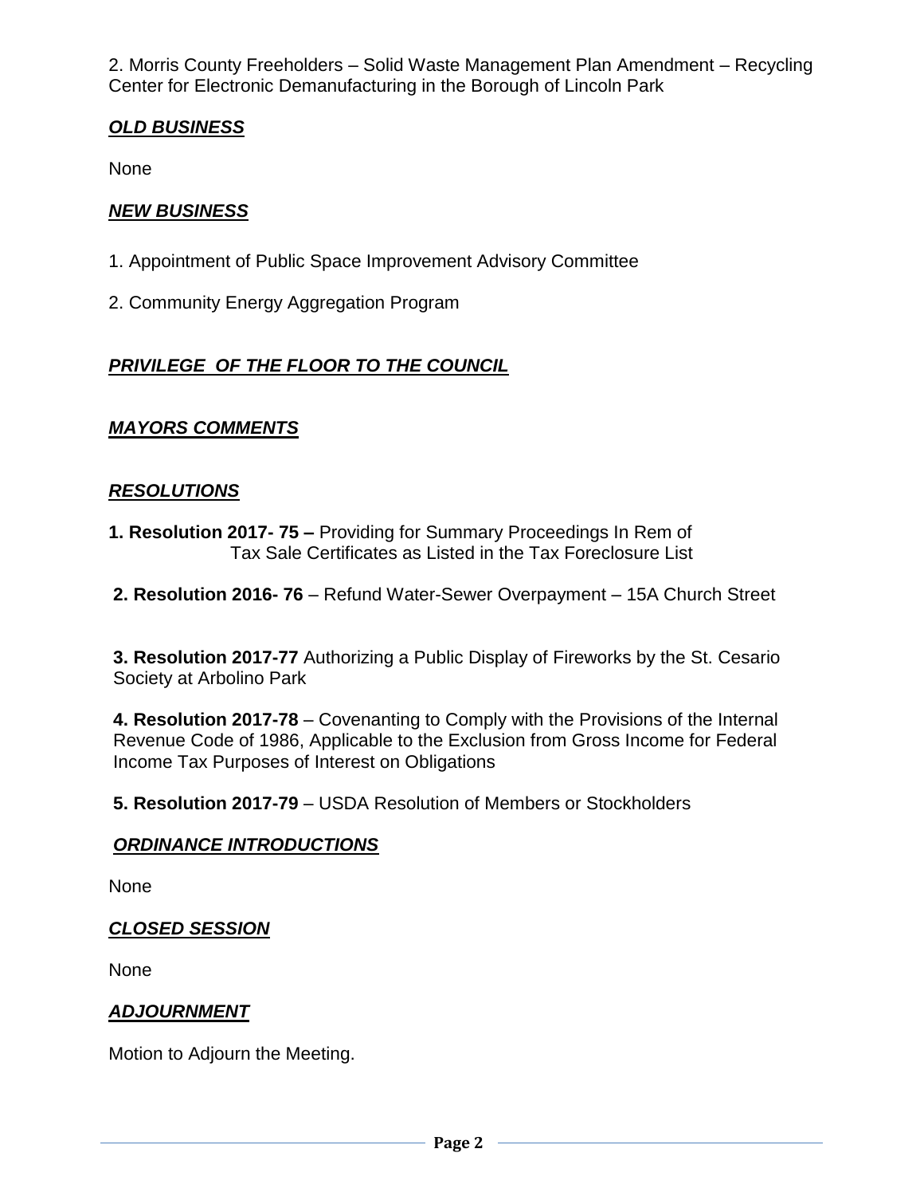2. Morris County Freeholders – Solid Waste Management Plan Amendment – Recycling Center for Electronic Demanufacturing in the Borough of Lincoln Park

## ***OLD BUSINESS***

None

## ***NEW BUSINESS***

1. Appointment of Public Space Improvement Advisory Committee

2. Community Energy Aggregation Program

## ***PRIVILEGE OF THE FLOOR TO THE COUNCIL***

## ***MAYORS COMMENTS***

## ***RESOLUTIONS***

**1. Resolution 2017- 75 –** Providing for Summary Proceedings In Rem of Tax Sale Certificates as Listed in the Tax Foreclosure List

**2. Resolution 2016- 76** – Refund Water-Sewer Overpayment – 15A Church Street

**3. Resolution 2017-77** Authorizing a Public Display of Fireworks by the St. Cesario Society at Arbolino Park

**4. Resolution 2017-78** – Covenanting to Comply with the Provisions of the Internal Revenue Code of 1986, Applicable to the Exclusion from Gross Income for Federal Income Tax Purposes of Interest on Obligations

**5. Resolution 2017-79** – USDA Resolution of Members or Stockholders

## ***ORDINANCE INTRODUCTIONS***

None

## ***CLOSED SESSION***

None

## ***ADJOURNMENT***

Motion to Adjourn the Meeting.